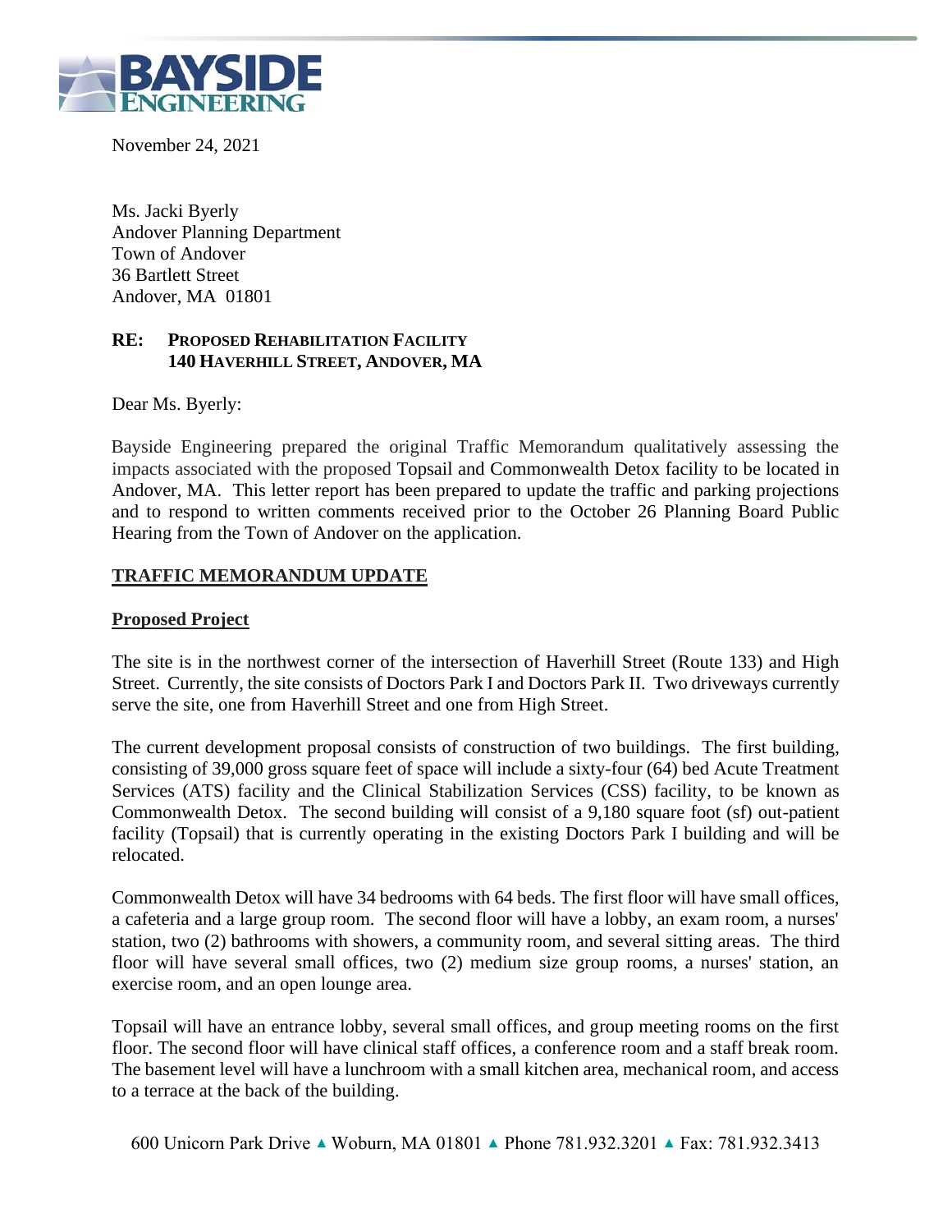BAYSIDE ENGINEERING

November 24, 2021

Ms. Jacki Byerly
Andover Planning Department
Town of Andover
36 Bartlett Street
Andover, MA 01801

**RE: PROPOSED REHABILITATION FACILITY
140 HAVERHILL STREET, ANDOVER, MA**

Dear Ms. Byerly:

Bayside Engineering prepared the original Traffic Memorandum qualitatively assessing the impacts associated with the proposed Topsail and Commonwealth Detox facility to be located in Andover, MA. This letter report has been prepared to update the traffic and parking projections and to respond to written comments received prior to the October 26 Planning Board Public Hearing from the Town of Andover on the application.

## TRAFFIC MEMORANDUM UPDATE

### Proposed Project

The site is in the northwest corner of the intersection of Haverhill Street (Route 133) and High Street. Currently, the site consists of Doctors Park I and Doctors Park II. Two driveways currently serve the site, one from Haverhill Street and one from High Street.

The current development proposal consists of construction of two buildings. The first building, consisting of 39,000 gross square feet of space will include a sixty-four (64) bed Acute Treatment Services (ATS) facility and the Clinical Stabilization Services (CSS) facility, to be known as Commonwealth Detox. The second building will consist of a 9,180 square foot (sf) out-patient facility (Topsail) that is currently operating in the existing Doctors Park I building and will be relocated.

Commonwealth Detox will have 34 bedrooms with 64 beds. The first floor will have small offices, a cafeteria and a large group room. The second floor will have a lobby, an exam room, a nurses' station, two (2) bathrooms with showers, a community room, and several sitting areas. The third floor will have several small offices, two (2) medium size group rooms, a nurses' station, an exercise room, and an open lounge area.

Topsail will have an entrance lobby, several small offices, and group meeting rooms on the first floor. The second floor will have clinical staff offices, a conference room and a staff break room. The basement level will have a lunchroom with a small kitchen area, mechanical room, and access to a terrace at the back of the building.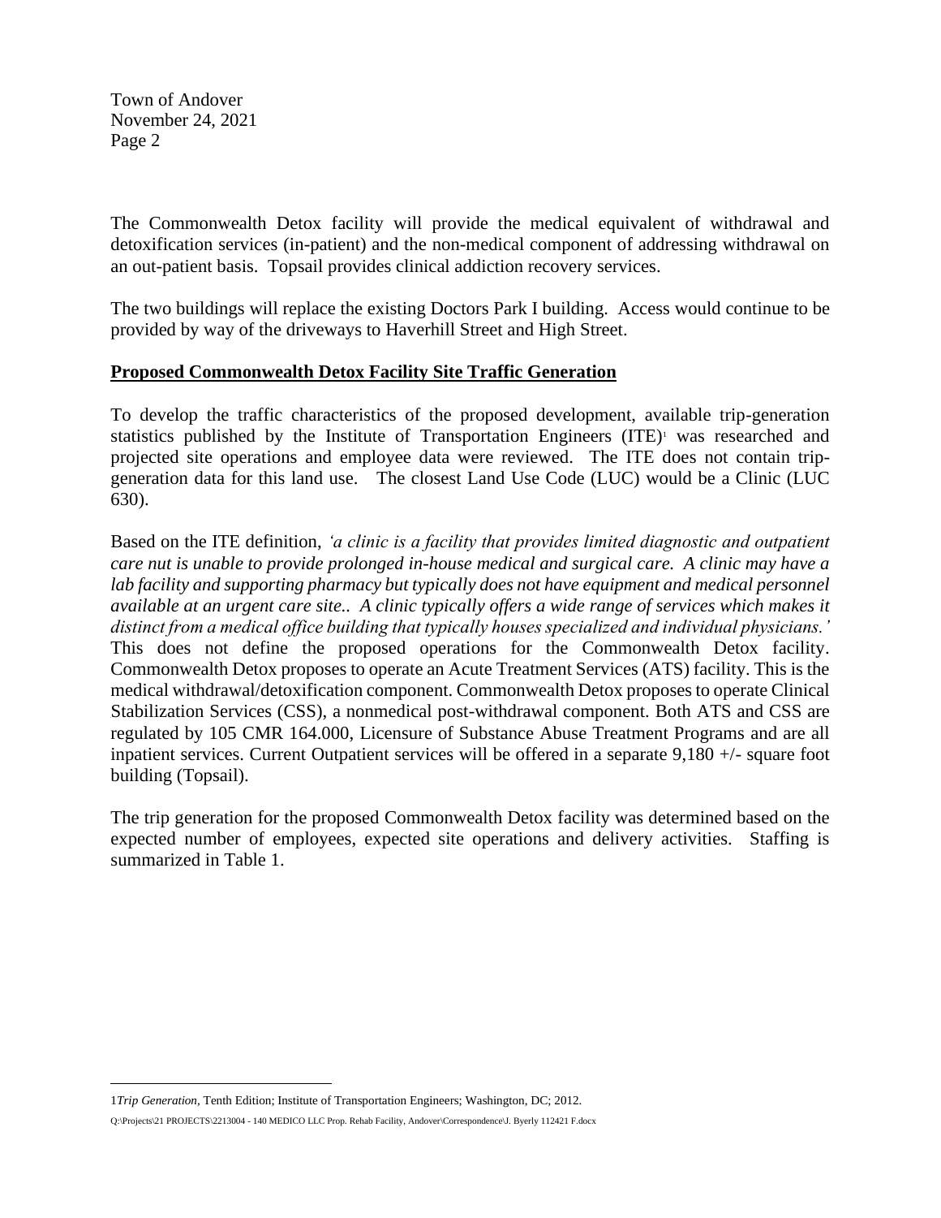The Commonwealth Detox facility will provide the medical equivalent of withdrawal and detoxification services (in-patient) and the non-medical component of addressing withdrawal on an out-patient basis. Topsail provides clinical addiction recovery services.

The two buildings will replace the existing Doctors Park I building. Access would continue to be provided by way of the driveways to Haverhill Street and High Street.

**Proposed Commonwealth Detox Facility Site Traffic Generation**

To develop the traffic characteristics of the proposed development, available trip-generation statistics published by the Institute of Transportation Engineers (ITE)[1] was researched and projected site operations and employee data were reviewed. The ITE does not contain trip-generation data for this land use. The closest Land Use Code (LUC) would be a Clinic (LUC 630).

Based on the ITE definition, *'a clinic is a facility that provides limited diagnostic and outpatient care nut is unable to provide prolonged in-house medical and surgical care. A clinic may have a lab facility and supporting pharmacy but typically does not have equipment and medical personnel available at an urgent care site.. A clinic typically offers a wide range of services which makes it distinct from a medical office building that typically houses specialized and individual physicians.'* This does not define the proposed operations for the Commonwealth Detox facility. Commonwealth Detox proposes to operate an Acute Treatment Services (ATS) facility. This is the medical withdrawal/detoxification component. Commonwealth Detox proposes to operate Clinical Stabilization Services (CSS), a nonmedical post-withdrawal component. Both ATS and CSS are regulated by 105 CMR 164.000, Licensure of Substance Abuse Treatment Programs and are all inpatient services. Current Outpatient services will be offered in a separate 9,180 +/- square foot building (Topsail).

The trip generation for the proposed Commonwealth Detox facility was determined based on the expected number of employees, expected site operations and delivery activities. Staffing is summarized in Table 1.

---

1*Trip Generation*, Tenth Edition; Institute of Transportation Engineers; Washington, DC; 2012.

Q:\Projects\21 PROJECTS\2213004 - 140 MEDICO LLC Prop. Rehab Facility, Andover\Correspondence\J. Byerly 112421 F.docx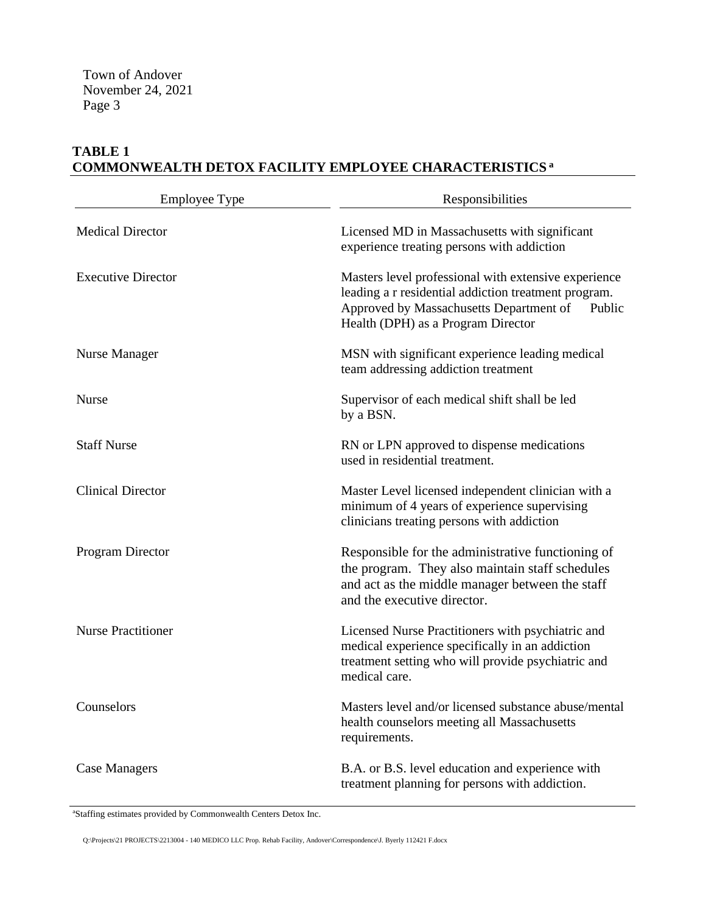**TABLE 1**
**COMMONWEALTH DETOX FACILITY EMPLOYEE CHARACTERISTICS [a]**

| Employee Type | Responsibilities |
| --- | --- |
| Medical Director | Licensed MD in Massachusetts with significant experience treating persons with addiction |
| Executive Director | Masters level professional with extensive experience leading a r residential addiction treatment program. Approved by Massachusetts Department of Public Health (DPH) as a Program Director |
| Nurse Manager | MSN with significant experience leading medical team addressing addiction treatment |
| Nurse | Supervisor of each medical shift shall be led by a BSN. |
| Staff Nurse | RN or LPN approved to dispense medications used in residential treatment. |
| Clinical Director | Master Level licensed independent clinician with a minimum of 4 years of experience supervising clinicians treating persons with addiction |
| Program Director | Responsible for the administrative functioning of the program. They also maintain staff schedules and act as the middle manager between the staff and the executive director. |
| Nurse Practitioner | Licensed Nurse Practitioners with psychiatric and medical experience specifically in an addiction treatment setting who will provide psychiatric and medical care. |
| Counselors | Masters level and/or licensed substance abuse/mental health counselors meeting all Massachusetts requirements. |
| Case Managers | B.A. or B.S. level education and experience with treatment planning for persons with addiction. |

[a]Staffing estimates provided by Commonwealth Centers Detox Inc.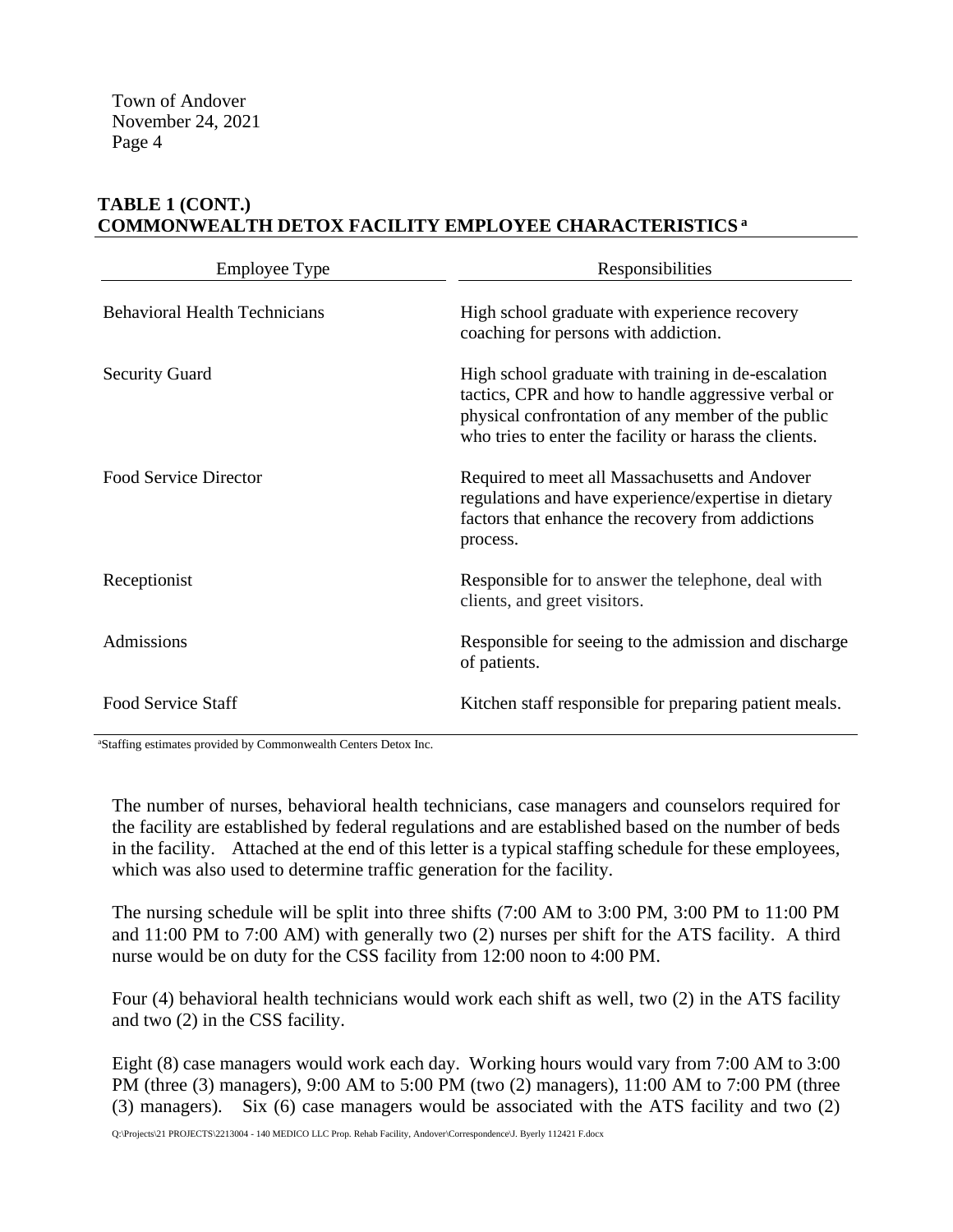**TABLE 1 (CONT.)**
**COMMONWEALTH DETOX FACILITY EMPLOYEE CHARACTERISTICS [a]**

| Employee Type | Responsibilities |
|---|---|
| Behavioral Health Technicians | High school graduate with experience recovery coaching for persons with addiction. |
| Security Guard | High school graduate with training in de-escalation tactics, CPR and how to handle aggressive verbal or physical confrontation of any member of the public who tries to enter the facility or harass the clients. |
| Food Service Director | Required to meet all Massachusetts and Andover regulations and have experience/expertise in dietary factors that enhance the recovery from addictions process. |
| Receptionist | Responsible for to answer the telephone, deal with clients, and greet visitors. |
| Admissions | Responsible for seeing to the admission and discharge of patients. |
| Food Service Staff | Kitchen staff responsible for preparing patient meals. |

[a]Staffing estimates provided by Commonwealth Centers Detox Inc.

The number of nurses, behavioral health technicians, case managers and counselors required for the facility are established by federal regulations and are established based on the number of beds in the facility. Attached at the end of this letter is a typical staffing schedule for these employees, which was also used to determine traffic generation for the facility.

The nursing schedule will be split into three shifts (7:00 AM to 3:00 PM, 3:00 PM to 11:00 PM and 11:00 PM to 7:00 AM) with generally two (2) nurses per shift for the ATS facility. A third nurse would be on duty for the CSS facility from 12:00 noon to 4:00 PM.

Four (4) behavioral health technicians would work each shift as well, two (2) in the ATS facility and two (2) in the CSS facility.

Eight (8) case managers would work each day. Working hours would vary from 7:00 AM to 3:00 PM (three (3) managers), 9:00 AM to 5:00 PM (two (2) managers), 11:00 AM to 7:00 PM (three (3) managers). Six (6) case managers would be associated with the ATS facility and two (2)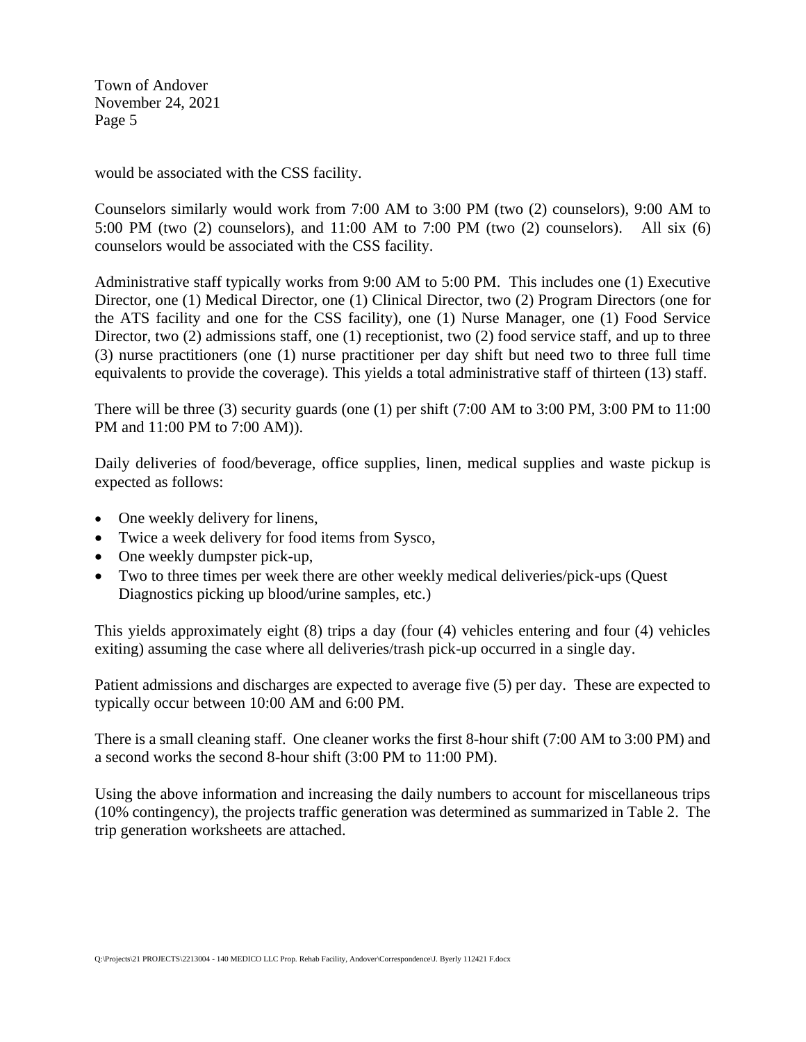would be associated with the CSS facility.

Counselors similarly would work from 7:00 AM to 3:00 PM (two (2) counselors), 9:00 AM to 5:00 PM (two (2) counselors), and 11:00 AM to 7:00 PM (two (2) counselors). All six (6) counselors would be associated with the CSS facility.

Administrative staff typically works from 9:00 AM to 5:00 PM. This includes one (1) Executive Director, one (1) Medical Director, one (1) Clinical Director, two (2) Program Directors (one for the ATS facility and one for the CSS facility), one (1) Nurse Manager, one (1) Food Service Director, two (2) admissions staff, one (1) receptionist, two (2) food service staff, and up to three (3) nurse practitioners (one (1) nurse practitioner per day shift but need two to three full time equivalents to provide the coverage). This yields a total administrative staff of thirteen (13) staff.

There will be three (3) security guards (one (1) per shift (7:00 AM to 3:00 PM, 3:00 PM to 11:00 PM and 11:00 PM to 7:00 AM)).

Daily deliveries of food/beverage, office supplies, linen, medical supplies and waste pickup is expected as follows:

- One weekly delivery for linens,
- Twice a week delivery for food items from Sysco,
- One weekly dumpster pick-up,
- Two to three times per week there are other weekly medical deliveries/pick-ups (Quest Diagnostics picking up blood/urine samples, etc.)

This yields approximately eight (8) trips a day (four (4) vehicles entering and four (4) vehicles exiting) assuming the case where all deliveries/trash pick-up occurred in a single day.

Patient admissions and discharges are expected to average five (5) per day. These are expected to typically occur between 10:00 AM and 6:00 PM.

There is a small cleaning staff. One cleaner works the first 8-hour shift (7:00 AM to 3:00 PM) and a second works the second 8-hour shift (3:00 PM to 11:00 PM).

Using the above information and increasing the daily numbers to account for miscellaneous trips (10% contingency), the projects traffic generation was determined as summarized in Table 2. The trip generation worksheets are attached.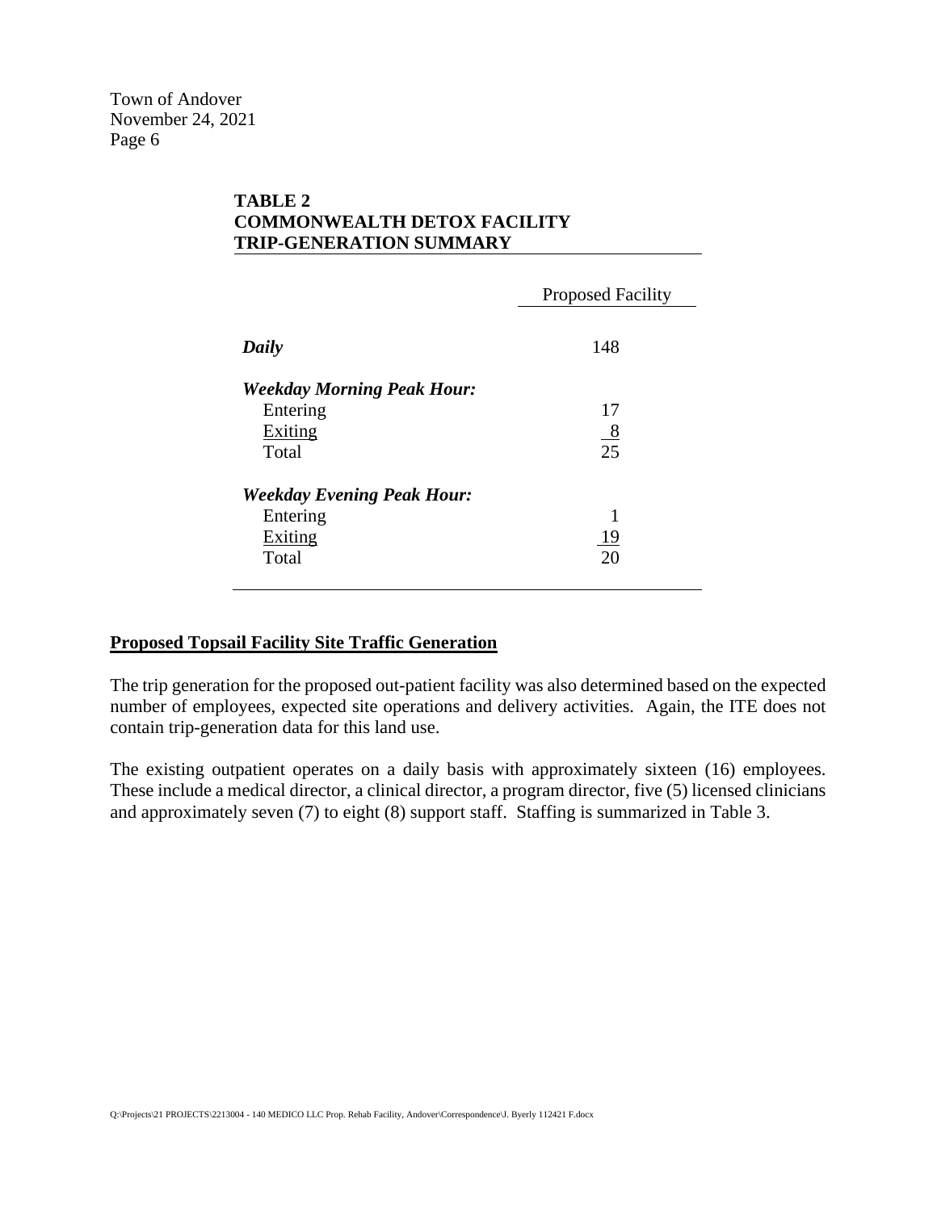**TABLE 2**
**COMMONWEALTH DETOX FACILITY**
**TRIP-GENERATION SUMMARY**

| | Proposed Facility |
|---|---|
| ***Daily*** | 148 |
| ***Weekday Morning Peak Hour:*** | |
| Entering | 17 |
| Exiting | 8 |
| Total | 25 |
| ***Weekday Evening Peak Hour:*** | |
| Entering | 1 |
| Exiting | 19 |
| Total | 20 |

## Proposed Topsail Facility Site Traffic Generation

The trip generation for the proposed out-patient facility was also determined based on the expected number of employees, expected site operations and delivery activities. Again, the ITE does not contain trip-generation data for this land use.

The existing outpatient operates on a daily basis with approximately sixteen (16) employees. These include a medical director, a clinical director, a program director, five (5) licensed clinicians and approximately seven (7) to eight (8) support staff. Staffing is summarized in Table 3.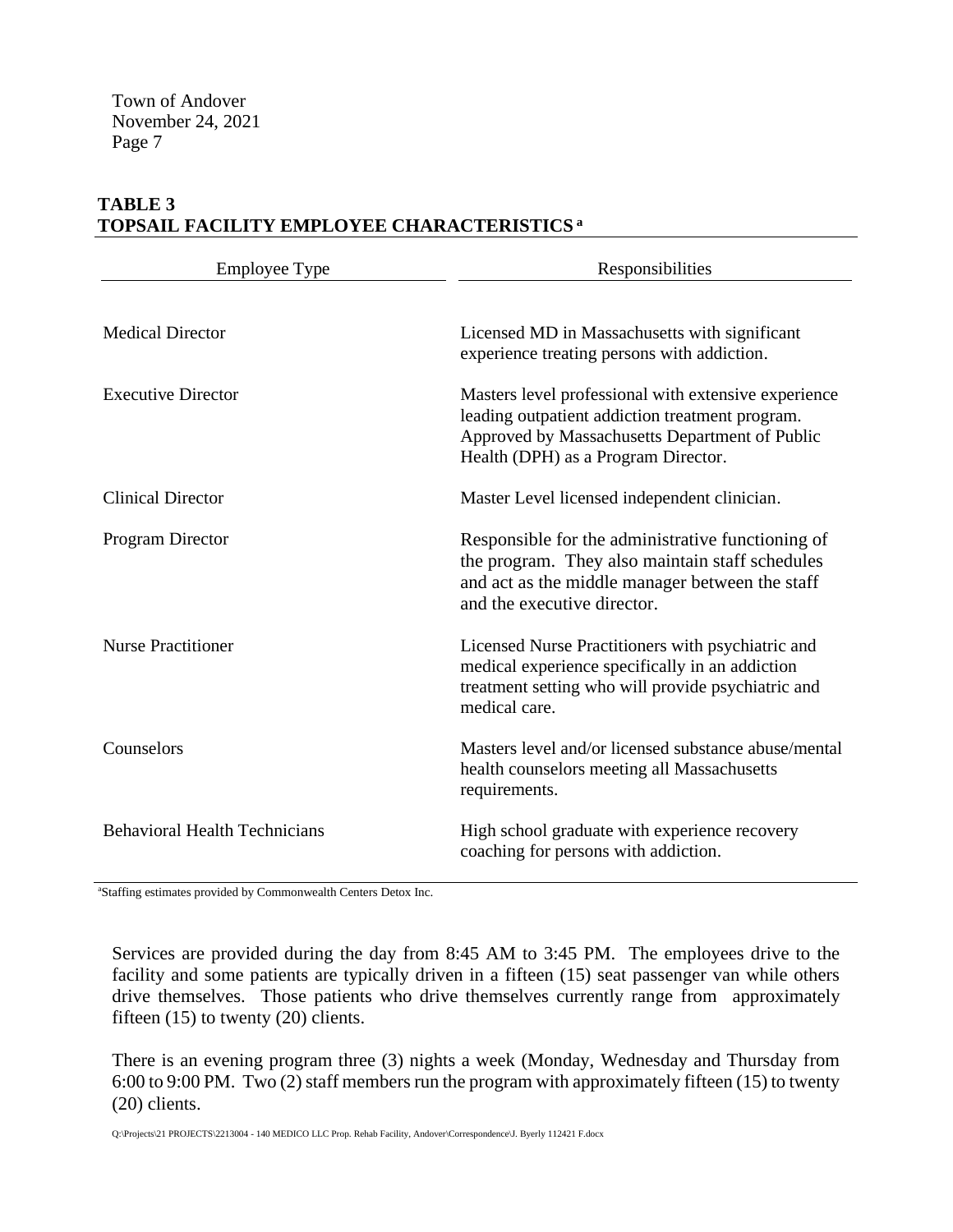Town of Andover
November 24, 2021
Page 7

**TABLE 3**
**TOPSAIL FACILITY EMPLOYEE CHARACTERISTICS [a]**

| Employee Type | Responsibilities |
|---|---|
| Medical Director | Licensed MD in Massachusetts with significant experience treating persons with addiction. |
| Executive Director | Masters level professional with extensive experience leading outpatient addiction treatment program. Approved by Massachusetts Department of Public Health (DPH) as a Program Director. |
| Clinical Director | Master Level licensed independent clinician. |
| Program Director | Responsible for the administrative functioning of the program. They also maintain staff schedules and act as the middle manager between the staff and the executive director. |
| Nurse Practitioner | Licensed Nurse Practitioners with psychiatric and medical experience specifically in an addiction treatment setting who will provide psychiatric and medical care. |
| Counselors | Masters level and/or licensed substance abuse/mental health counselors meeting all Massachusetts requirements. |
| Behavioral Health Technicians | High school graduate with experience recovery coaching for persons with addiction. |

[a]Staffing estimates provided by Commonwealth Centers Detox Inc.

Services are provided during the day from 8:45 AM to 3:45 PM. The employees drive to the facility and some patients are typically driven in a fifteen (15) seat passenger van while others drive themselves. Those patients who drive themselves currently range from approximately fifteen (15) to twenty (20) clients.

There is an evening program three (3) nights a week (Monday, Wednesday and Thursday from 6:00 to 9:00 PM. Two (2) staff members run the program with approximately fifteen (15) to twenty (20) clients.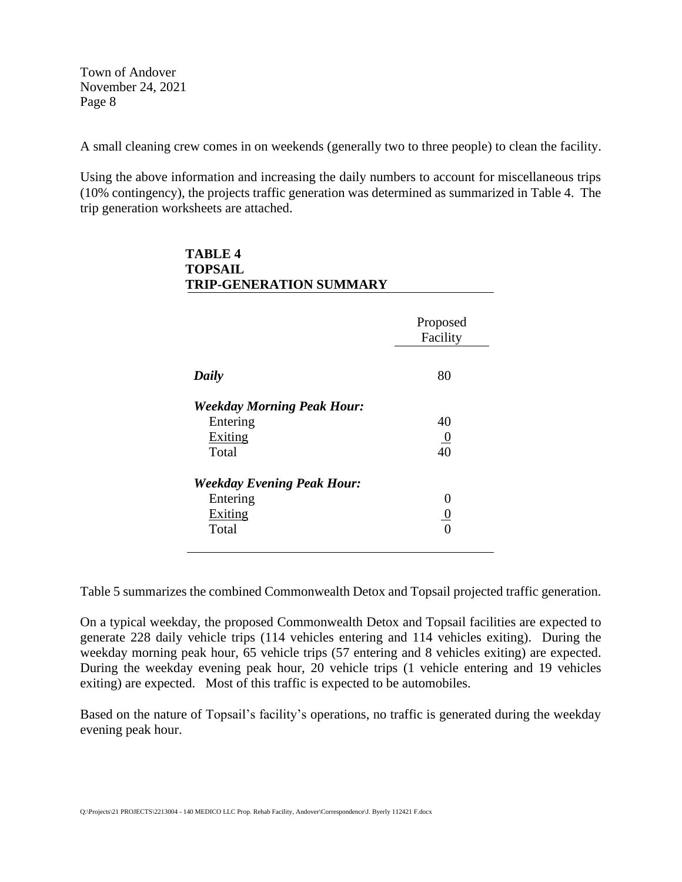A small cleaning crew comes in on weekends (generally two to three people) to clean the facility.

Using the above information and increasing the daily numbers to account for miscellaneous trips (10% contingency), the projects traffic generation was determined as summarized in Table 4. The trip generation worksheets are attached.

**TABLE 4**
**TOPSAIL**
**TRIP-GENERATION SUMMARY**

| | Proposed Facility |
|---|---|
| ***Daily*** | 80 |
| ***Weekday Morning Peak Hour:*** | |
| Entering | 40 |
| Exiting | 0 |
| Total | 40 |
| ***Weekday Evening Peak Hour:*** | |
| Entering | 0 |
| Exiting | 0 |
| Total | 0 |

Table 5 summarizes the combined Commonwealth Detox and Topsail projected traffic generation.

On a typical weekday, the proposed Commonwealth Detox and Topsail facilities are expected to generate 228 daily vehicle trips (114 vehicles entering and 114 vehicles exiting). During the weekday morning peak hour, 65 vehicle trips (57 entering and 8 vehicles exiting) are expected. During the weekday evening peak hour, 20 vehicle trips (1 vehicle entering and 19 vehicles exiting) are expected. Most of this traffic is expected to be automobiles.

Based on the nature of Topsail's facility's operations, no traffic is generated during the weekday evening peak hour.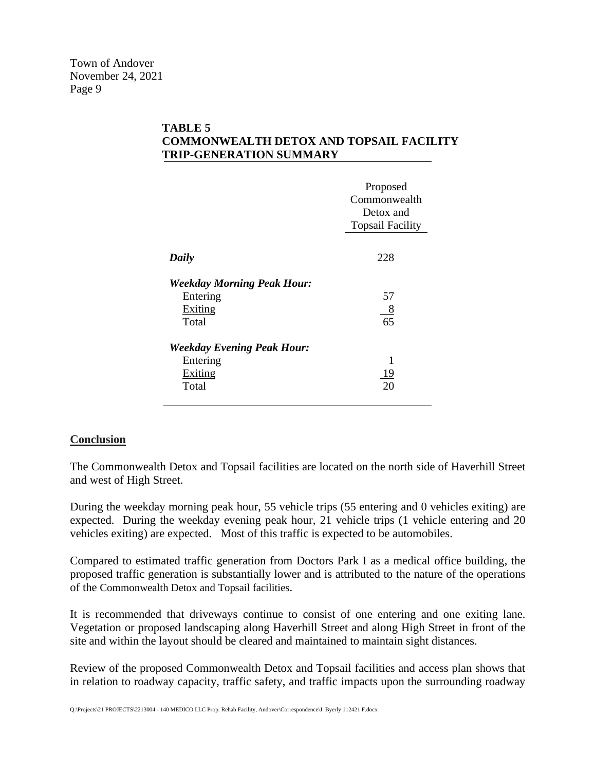**TABLE 5**
**COMMONWEALTH DETOX AND TOPSAIL FACILITY TRIP-GENERATION SUMMARY**

| | Proposed Commonwealth Detox and Topsail Facility |
|---|---|
| ***Daily*** | 228 |
| ***Weekday Morning Peak Hour:*** | |
| Entering | 57 |
| Exiting | 8 |
| Total | 65 |
| ***Weekday Evening Peak Hour:*** | |
| Entering | 1 |
| Exiting | 19 |
| Total | 20 |

## Conclusion

The Commonwealth Detox and Topsail facilities are located on the north side of Haverhill Street and west of High Street.

During the weekday morning peak hour, 55 vehicle trips (55 entering and 0 vehicles exiting) are expected. During the weekday evening peak hour, 21 vehicle trips (1 vehicle entering and 20 vehicles exiting) are expected. Most of this traffic is expected to be automobiles.

Compared to estimated traffic generation from Doctors Park I as a medical office building, the proposed traffic generation is substantially lower and is attributed to the nature of the operations of the Commonwealth Detox and Topsail facilities.

It is recommended that driveways continue to consist of one entering and one exiting lane. Vegetation or proposed landscaping along Haverhill Street and along High Street in front of the site and within the layout should be cleared and maintained to maintain sight distances.

Review of the proposed Commonwealth Detox and Topsail facilities and access plan shows that in relation to roadway capacity, traffic safety, and traffic impacts upon the surrounding roadway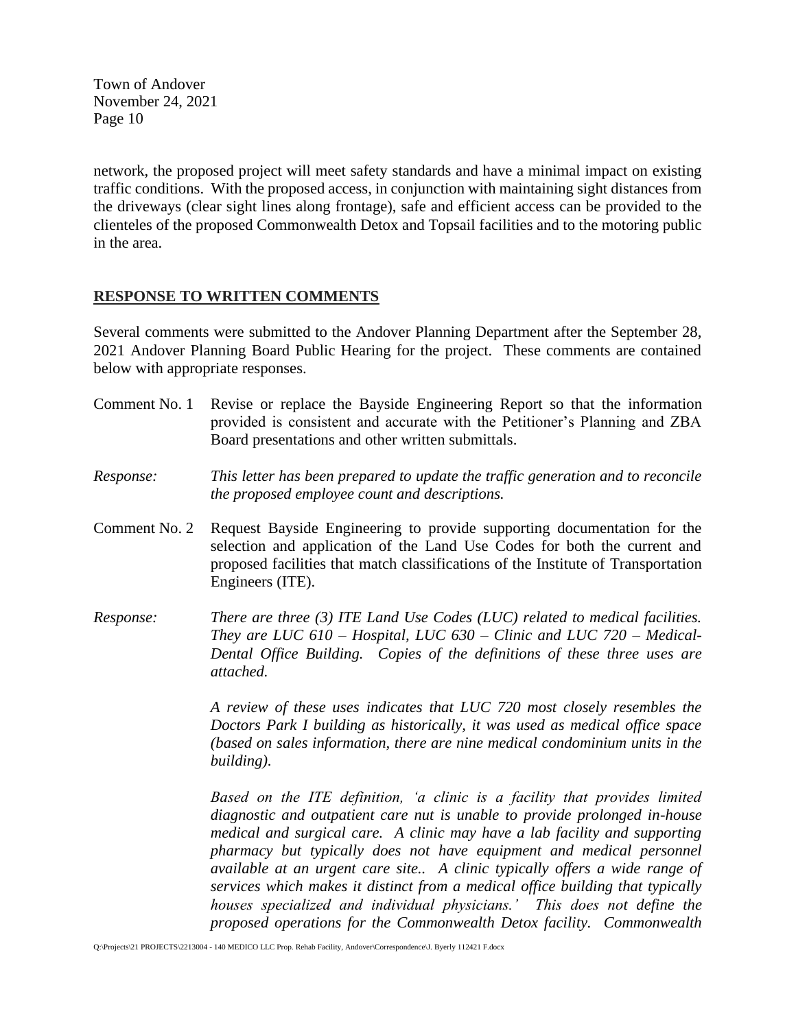network, the proposed project will meet safety standards and have a minimal impact on existing traffic conditions. With the proposed access, in conjunction with maintaining sight distances from the driveways (clear sight lines along frontage), safe and efficient access can be provided to the clienteles of the proposed Commonwealth Detox and Topsail facilities and to the motoring public in the area.

## RESPONSE TO WRITTEN COMMENTS

Several comments were submitted to the Andover Planning Department after the September 28, 2021 Andover Planning Board Public Hearing for the project. These comments are contained below with appropriate responses.

Comment No. 1 Revise or replace the Bayside Engineering Report so that the information provided is consistent and accurate with the Petitioner's Planning and ZBA Board presentations and other written submittals.

*Response:* *This letter has been prepared to update the traffic generation and to reconcile the proposed employee count and descriptions.*

Comment No. 2 Request Bayside Engineering to provide supporting documentation for the selection and application of the Land Use Codes for both the current and proposed facilities that match classifications of the Institute of Transportation Engineers (ITE).

*Response:* *There are three (3) ITE Land Use Codes (LUC) related to medical facilities. They are LUC 610 – Hospital, LUC 630 – Clinic and LUC 720 – Medical-Dental Office Building. Copies of the definitions of these three uses are attached.*

*A review of these uses indicates that LUC 720 most closely resembles the Doctors Park I building as historically, it was used as medical office space (based on sales information, there are nine medical condominium units in the building).*

*Based on the ITE definition, 'a clinic is a facility that provides limited diagnostic and outpatient care nut is unable to provide prolonged in-house medical and surgical care. A clinic may have a lab facility and supporting pharmacy but typically does not have equipment and medical personnel available at an urgent care site.. A clinic typically offers a wide range of services which makes it distinct from a medical office building that typically houses specialized and individual physicians.' This does not define the proposed operations for the Commonwealth Detox facility. Commonwealth*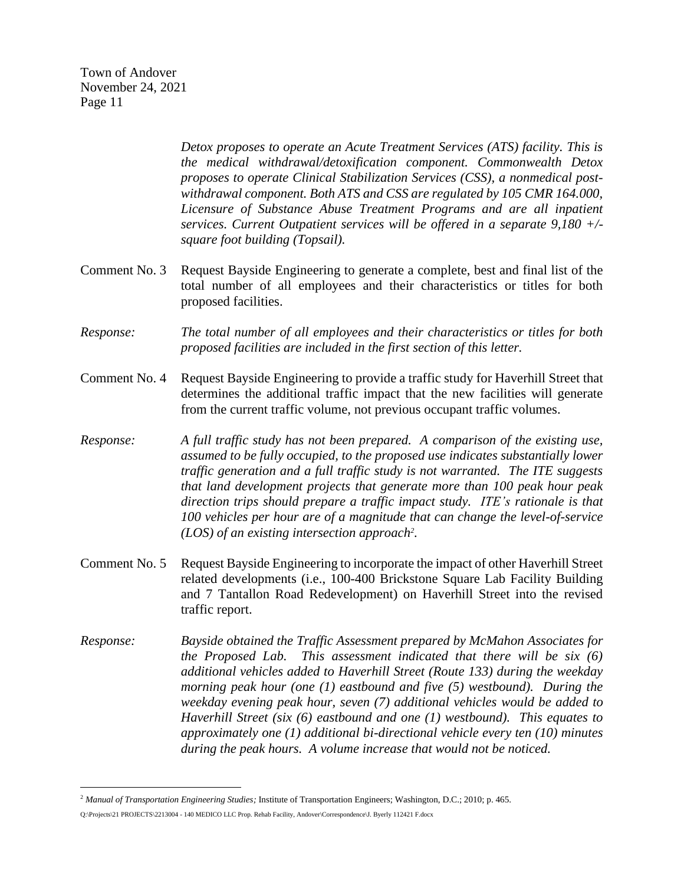*Detox proposes to operate an Acute Treatment Services (ATS) facility. This is the medical withdrawal/detoxification component. Commonwealth Detox proposes to operate Clinical Stabilization Services (CSS), a nonmedical post-withdrawal component. Both ATS and CSS are regulated by 105 CMR 164.000, Licensure of Substance Abuse Treatment Programs and are all inpatient services. Current Outpatient services will be offered in a separate 9,180 +/- square foot building (Topsail).*

Comment No. 3 Request Bayside Engineering to generate a complete, best and final list of the total number of all employees and their characteristics or titles for both proposed facilities.

*Response: The total number of all employees and their characteristics or titles for both proposed facilities are included in the first section of this letter.*

Comment No. 4 Request Bayside Engineering to provide a traffic study for Haverhill Street that determines the additional traffic impact that the new facilities will generate from the current traffic volume, not previous occupant traffic volumes.

*Response: A full traffic study has not been prepared. A comparison of the existing use, assumed to be fully occupied, to the proposed use indicates substantially lower traffic generation and a full traffic study is not warranted. The ITE suggests that land development projects that generate more than 100 peak hour peak direction trips should prepare a traffic impact study. ITE's rationale is that 100 vehicles per hour are of a magnitude that can change the level-of-service (LOS) of an existing intersection approach[2].*

Comment No. 5 Request Bayside Engineering to incorporate the impact of other Haverhill Street related developments (i.e., 100-400 Brickstone Square Lab Facility Building and 7 Tantallon Road Redevelopment) on Haverhill Street into the revised traffic report.

*Response: Bayside obtained the Traffic Assessment prepared by McMahon Associates for the Proposed Lab. This assessment indicated that there will be six (6) additional vehicles added to Haverhill Street (Route 133) during the weekday morning peak hour (one (1) eastbound and five (5) westbound). During the weekday evening peak hour, seven (7) additional vehicles would be added to Haverhill Street (six (6) eastbound and one (1) westbound). This equates to approximately one (1) additional bi-directional vehicle every ten (10) minutes during the peak hours. A volume increase that would not be noticed.*

---

[2] *Manual of Transportation Engineering Studies;* Institute of Transportation Engineers; Washington, D.C.; 2010; p. 465.

Q:\Projects\21 PROJECTS\2213004 - 140 MEDICO LLC Prop. Rehab Facility, Andover\Correspondence\J. Byerly 112421 F.docx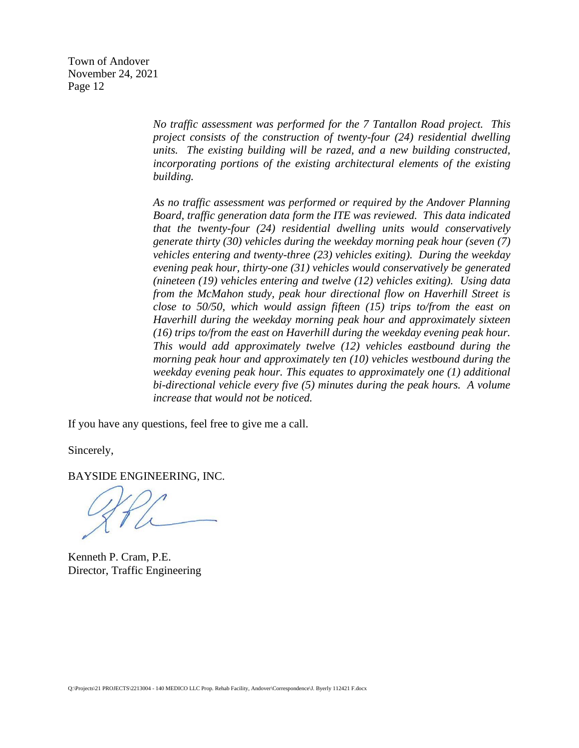*No traffic assessment was performed for the 7 Tantallon Road project. This project consists of the construction of twenty-four (24) residential dwelling units. The existing building will be razed, and a new building constructed, incorporating portions of the existing architectural elements of the existing building.*

*As no traffic assessment was performed or required by the Andover Planning Board, traffic generation data form the ITE was reviewed. This data indicated that the twenty-four (24) residential dwelling units would conservatively generate thirty (30) vehicles during the weekday morning peak hour (seven (7) vehicles entering and twenty-three (23) vehicles exiting). During the weekday evening peak hour, thirty-one (31) vehicles would conservatively be generated (nineteen (19) vehicles entering and twelve (12) vehicles exiting). Using data from the McMahon study, peak hour directional flow on Haverhill Street is close to 50/50, which would assign fifteen (15) trips to/from the east on Haverhill during the weekday morning peak hour and approximately sixteen (16) trips to/from the east on Haverhill during the weekday evening peak hour. This would add approximately twelve (12) vehicles eastbound during the morning peak hour and approximately ten (10) vehicles westbound during the weekday evening peak hour. This equates to approximately one (1) additional bi-directional vehicle every five (5) minutes during the peak hours. A volume increase that would not be noticed.*

If you have any questions, feel free to give me a call.

Sincerely,

BAYSIDE ENGINEERING, INC.

Kenneth P. Cram, P.E.
Director, Traffic Engineering

Q:\Projects\21 PROJECTS\2213004 - 140 MEDICO LLC Prop. Rehab Facility, Andover\Correspondence\J. Byerly 112421 F.docx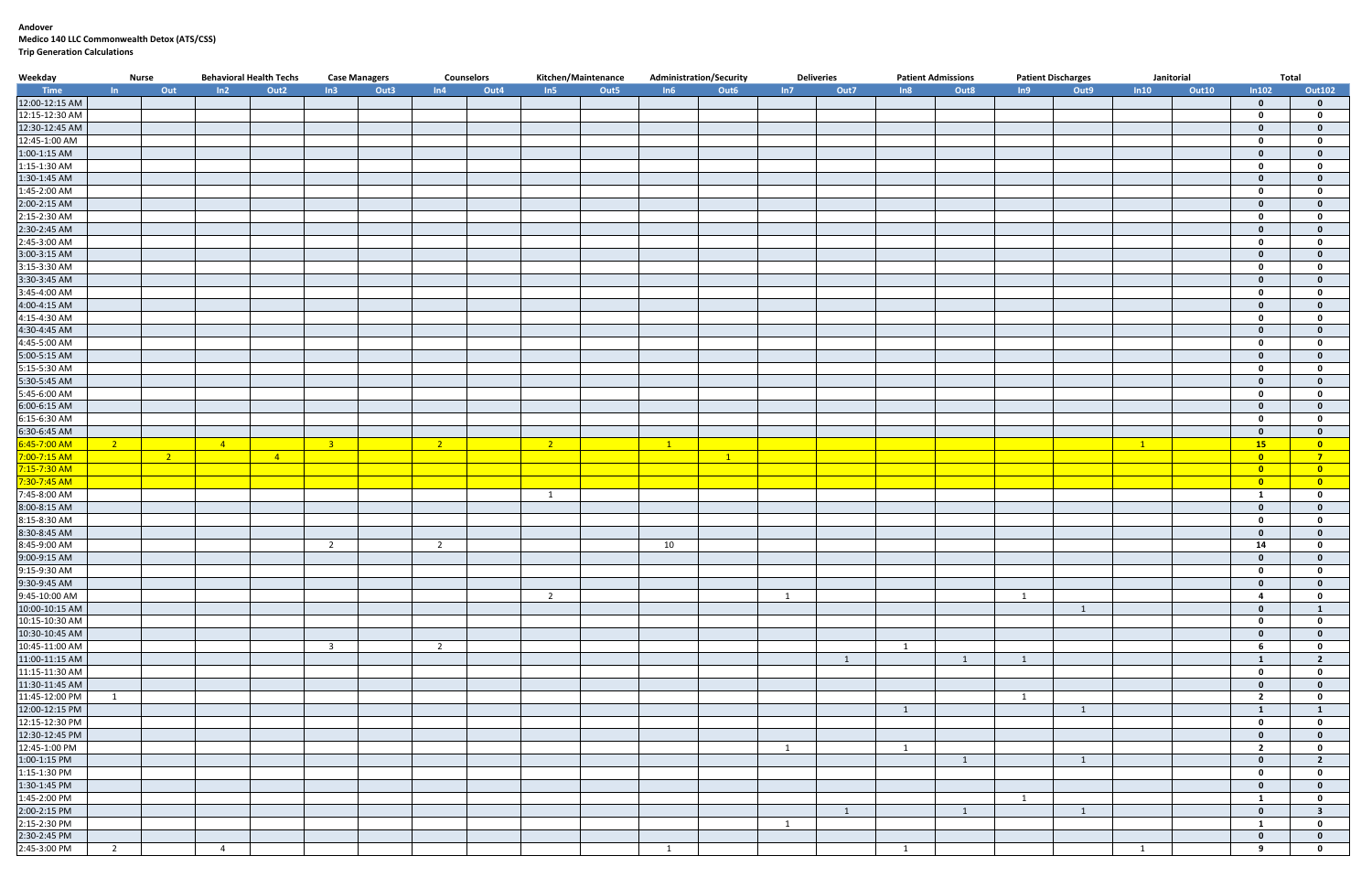**Andover**
**Medico 140 LLC Commonwealth Detox (ATS/CSS)**
**Trip Generation Calculations**

| Weekday | Nurse | | Behavioral Health Techs | | Case Managers | | Counselors | | Kitchen/Maintenance | | Administration/Security | | Deliveries | | Patient Admissions | | Patient Discharges | | Janitorial | | Total | |
|---|---|---|---|---|---|---|---|---|---|---|---|---|---|---|---|---|---|---|---|---|---|---|
| Time | In | Out | In2 | Out2 | In3 | Out3 | In4 | Out4 | In5 | Out5 | In6 | Out6 | In7 | Out7 | In8 | Out8 | In9 | Out9 | In10 | Out10 | In102 | Out102 |
| 12:00-12:15 AM | | | | | | | | | | | | | | | | | | | | | 0 | 0 |
| 12:15-12:30 AM | | | | | | | | | | | | | | | | | | | | | 0 | 0 |
| 12:30-12:45 AM | | | | | | | | | | | | | | | | | | | | | 0 | 0 |
| 12:45-1:00 AM | | | | | | | | | | | | | | | | | | | | | 0 | 0 |
| 1:00-1:15 AM | | | | | | | | | | | | | | | | | | | | | 0 | 0 |
| 1:15-1:30 AM | | | | | | | | | | | | | | | | | | | | | 0 | 0 |
| 1:30-1:45 AM | | | | | | | | | | | | | | | | | | | | | 0 | 0 |
| 1:45-2:00 AM | | | | | | | | | | | | | | | | | | | | | 0 | 0 |
| 2:00-2:15 AM | | | | | | | | | | | | | | | | | | | | | 0 | 0 |
| 2:15-2:30 AM | | | | | | | | | | | | | | | | | | | | | 0 | 0 |
| 2:30-2:45 AM | | | | | | | | | | | | | | | | | | | | | 0 | 0 |
| 2:45-3:00 AM | | | | | | | | | | | | | | | | | | | | | 0 | 0 |
| 3:00-3:15 AM | | | | | | | | | | | | | | | | | | | | | 0 | 0 |
| 3:15-3:30 AM | | | | | | | | | | | | | | | | | | | | | 0 | 0 |
| 3:30-3:45 AM | | | | | | | | | | | | | | | | | | | | | 0 | 0 |
| 3:45-4:00 AM | | | | | | | | | | | | | | | | | | | | | 0 | 0 |
| 4:00-4:15 AM | | | | | | | | | | | | | | | | | | | | | 0 | 0 |
| 4:15-4:30 AM | | | | | | | | | | | | | | | | | | | | | 0 | 0 |
| 4:30-4:45 AM | | | | | | | | | | | | | | | | | | | | | 0 | 0 |
| 4:45-5:00 AM | | | | | | | | | | | | | | | | | | | | | 0 | 0 |
| 5:00-5:15 AM | | | | | | | | | | | | | | | | | | | | | 0 | 0 |
| 5:15-5:30 AM | | | | | | | | | | | | | | | | | | | | | 0 | 0 |
| 5:30-5:45 AM | | | | | | | | | | | | | | | | | | | | | 0 | 0 |
| 5:45-6:00 AM | | | | | | | | | | | | | | | | | | | | | 0 | 0 |
| 6:00-6:15 AM | | | | | | | | | | | | | | | | | | | | | 0 | 0 |
| 6:15-6:30 AM | | | | | | | | | | | | | | | | | | | | | 0 | 0 |
| 6:30-6:45 AM | | | | | | | | | | | | | | | | | | | | | 0 | 0 |
| 6:45-7:00 AM | 2 | | 4 | | 3 | | 2 | | 2 | | 1 | | | | | | | | 1 | | 15 | 0 |
| 7:00-7:15 AM | | 2 | | 4 | | | | | | | | 1 | | | | | | | | | 0 | 7 |
| 7:15-7:30 AM | | | | | | | | | | | | | | | | | | | | | 0 | 0 |
| 7:30-7:45 AM | | | | | | | | | | | | | | | | | | | | | 0 | 0 |
| 7:45-8:00 AM | | | | | | | | | 1 | | | | | | | | | | | | 1 | 0 |
| 8:00-8:15 AM | | | | | | | | | | | | | | | | | | | | | 0 | 0 |
| 8:15-8:30 AM | | | | | | | | | | | | | | | | | | | | | 0 | 0 |
| 8:30-8:45 AM | | | | | | | | | | | | | | | | | | | | | 0 | 0 |
| 8:45-9:00 AM | | | | | 2 | | 2 | | | | 10 | | | | | | | | | | 14 | 0 |
| 9:00-9:15 AM | | | | | | | | | | | | | | | | | | | | | 0 | 0 |
| 9:15-9:30 AM | | | | | | | | | | | | | | | | | | | | | 0 | 0 |
| 9:30-9:45 AM | | | | | | | | | | | | | | | | | | | | | 0 | 0 |
| 9:45-10:00 AM | | | | | | | | | 2 | | | | 1 | | | | 1 | | | | 4 | 0 |
| 10:00-10:15 AM | | | | | | | | | | | | | | | | | | 1 | | | 0 | 1 |
| 10:15-10:30 AM | | | | | | | | | | | | | | | | | | | | | 0 | 0 |
| 10:30-10:45 AM | | | | | | | | | | | | | | | | | | | | | 0 | 0 |
| 10:45-11:00 AM | | | | | 3 | | 2 | | | | | | | | 1 | | | | | | 6 | 0 |
| 11:00-11:15 AM | | | | | | | | | | | | | | 1 | | 1 | 1 | | | | 1 | 2 |
| 11:15-11:30 AM | | | | | | | | | | | | | | | | | | | | | 0 | 0 |
| 11:30-11:45 AM | | | | | | | | | | | | | | | | | | | | | 0 | 0 |
| 11:45-12:00 PM | 1 | | | | | | | | | | | | | | | | 1 | | | | 2 | 0 |
| 12:00-12:15 PM | | | | | | | | | | | | | | | 1 | | | 1 | | | 1 | 1 |
| 12:15-12:30 PM | | | | | | | | | | | | | | | | | | | | | 0 | 0 |
| 12:30-12:45 PM | | | | | | | | | | | | | | | | | | | | | 0 | 0 |
| 12:45-1:00 PM | | | | | | | | | | | | | 1 | | 1 | | | | | | 2 | 0 |
| 1:00-1:15 PM | | | | | | | | | | | | | | | | 1 | | 1 | | | 0 | 2 |
| 1:15-1:30 PM | | | | | | | | | | | | | | | | | | | | | 0 | 0 |
| 1:30-1:45 PM | | | | | | | | | | | | | | | | | | | | | 0 | 0 |
| 1:45-2:00 PM | | | | | | | | | | | | | | | | | 1 | | | | 1 | 0 |
| 2:00-2:15 PM | | | | | | | | | | | | | | 1 | | 1 | | 1 | | | 0 | 3 |
| 2:15-2:30 PM | | | | | | | | | | | | | 1 | | | | | | | | 1 | 0 |
| 2:30-2:45 PM | | | | | | | | | | | | | | | | | | | | | 0 | 0 |
| 2:45-3:00 PM | 2 | | 4 | | | | | | | | 1 | | | | 1 | | | | 1 | | 9 | 0 |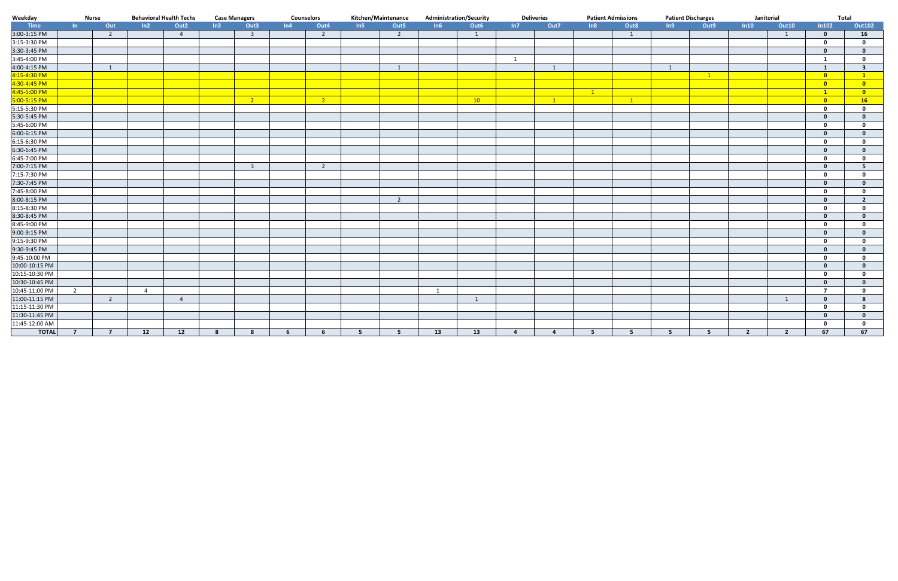| Weekday | Nurse | | Behavioral Health Techs | | Case Managers | | Counselors | | Kitchen/Maintenance | | Administration/Security | | Deliveries | | Patient Admissions | | Patient Discharges | | Janitorial | | Total | |
|---|---|---|---|---|---|---|---|---|---|---|---|---|---|---|---|---|---|---|---|---|---|---|
| Time | In | Out | In2 | Out2 | In3 | Out3 | In4 | Out4 | In5 | Out5 | In6 | Out6 | In7 | Out7 | In8 | Out8 | In9 | Out9 | In10 | Out10 | In102 | Out102 |
| 3:00-3:15 PM | | 2 | | 4 | | 3 | | 2 | | 2 | | 1 | | | | 1 | | | | 1 | 0 | 16 |
| 3:15-3:30 PM | | | | | | | | | | | | | | | | | | | | | 0 | 0 |
| 3:30-3:45 PM | | | | | | | | | | | | | | | | | | | | | 0 | 0 |
| 3:45-4:00 PM | | | | | | | | | | | | | 1 | | | | | | | | 1 | 0 |
| 4:00-4:15 PM | | 1 | | | | | | | | 1 | | | | 1 | | | 1 | | | | 1 | 3 |
| 4:15-4:30 PM | | | | | | | | | | | | | | | | | | 1 | | | 0 | 1 |
| 4:30-4:45 PM | | | | | | | | | | | | | | | | | | | | | 0 | 0 |
| 4:45-5:00 PM | | | | | | | | | | | | | | | 1 | | | | | | 1 | 0 |
| 5:00-5:15 PM | | | | | | 2 | | 2 | | | | 10 | | 1 | | 1 | | | | | 0 | 16 |
| 5:15-5:30 PM | | | | | | | | | | | | | | | | | | | | | 0 | 0 |
| 5:30-5:45 PM | | | | | | | | | | | | | | | | | | | | | 0 | 0 |
| 5:45-6:00 PM | | | | | | | | | | | | | | | | | | | | | 0 | 0 |
| 6:00-6:15 PM | | | | | | | | | | | | | | | | | | | | | 0 | 0 |
| 6:15-6:30 PM | | | | | | | | | | | | | | | | | | | | | 0 | 0 |
| 6:30-6:45 PM | | | | | | | | | | | | | | | | | | | | | 0 | 0 |
| 6:45-7:00 PM | | | | | | | | | | | | | | | | | | | | | 0 | 0 |
| 7:00-7:15 PM | | | | | | 3 | | 2 | | | | | | | | | | | | | 0 | 5 |
| 7:15-7:30 PM | | | | | | | | | | | | | | | | | | | | | 0 | 0 |
| 7:30-7:45 PM | | | | | | | | | | | | | | | | | | | | | 0 | 0 |
| 7:45-8:00 PM | | | | | | | | | | | | | | | | | | | | | 0 | 0 |
| 8:00-8:15 PM | | | | | | | | | | 2 | | | | | | | | | | | 0 | 2 |
| 8:15-8:30 PM | | | | | | | | | | | | | | | | | | | | | 0 | 0 |
| 8:30-8:45 PM | | | | | | | | | | | | | | | | | | | | | 0 | 0 |
| 8:45-9:00 PM | | | | | | | | | | | | | | | | | | | | | 0 | 0 |
| 9:00-9:15 PM | | | | | | | | | | | | | | | | | | | | | 0 | 0 |
| 9:15-9:30 PM | | | | | | | | | | | | | | | | | | | | | 0 | 0 |
| 9:30-9:45 PM | | | | | | | | | | | | | | | | | | | | | 0 | 0 |
| 9:45-10:00 PM | | | | | | | | | | | | | | | | | | | | | 0 | 0 |
| 10:00-10:15 PM | | | | | | | | | | | | | | | | | | | | | 0 | 0 |
| 10:15-10:30 PM | | | | | | | | | | | | | | | | | | | | | 0 | 0 |
| 10:30-10:45 PM | | | | | | | | | | | | | | | | | | | | | 0 | 0 |
| 10:45-11:00 PM | 2 | | 4 | | | | | | | | 1 | | | | | | | | | | 7 | 0 |
| 11:00-11:15 PM | | 2 | | 4 | | | | | | | | 1 | | | | | | | | 1 | 0 | 8 |
| 11:15-11:30 PM | | | | | | | | | | | | | | | | | | | | | 0 | 0 |
| 11:30-11:45 PM | | | | | | | | | | | | | | | | | | | | | 0 | 0 |
| 11:45-12:00 AM | | | | | | | | | | | | | | | | | | | | | 0 | 0 |
| TOTAL | 7 | 7 | 12 | 12 | 8 | 8 | 6 | 6 | 5 | 5 | 13 | 13 | 4 | 4 | 5 | 5 | 5 | 5 | 2 | 2 | 67 | 67 |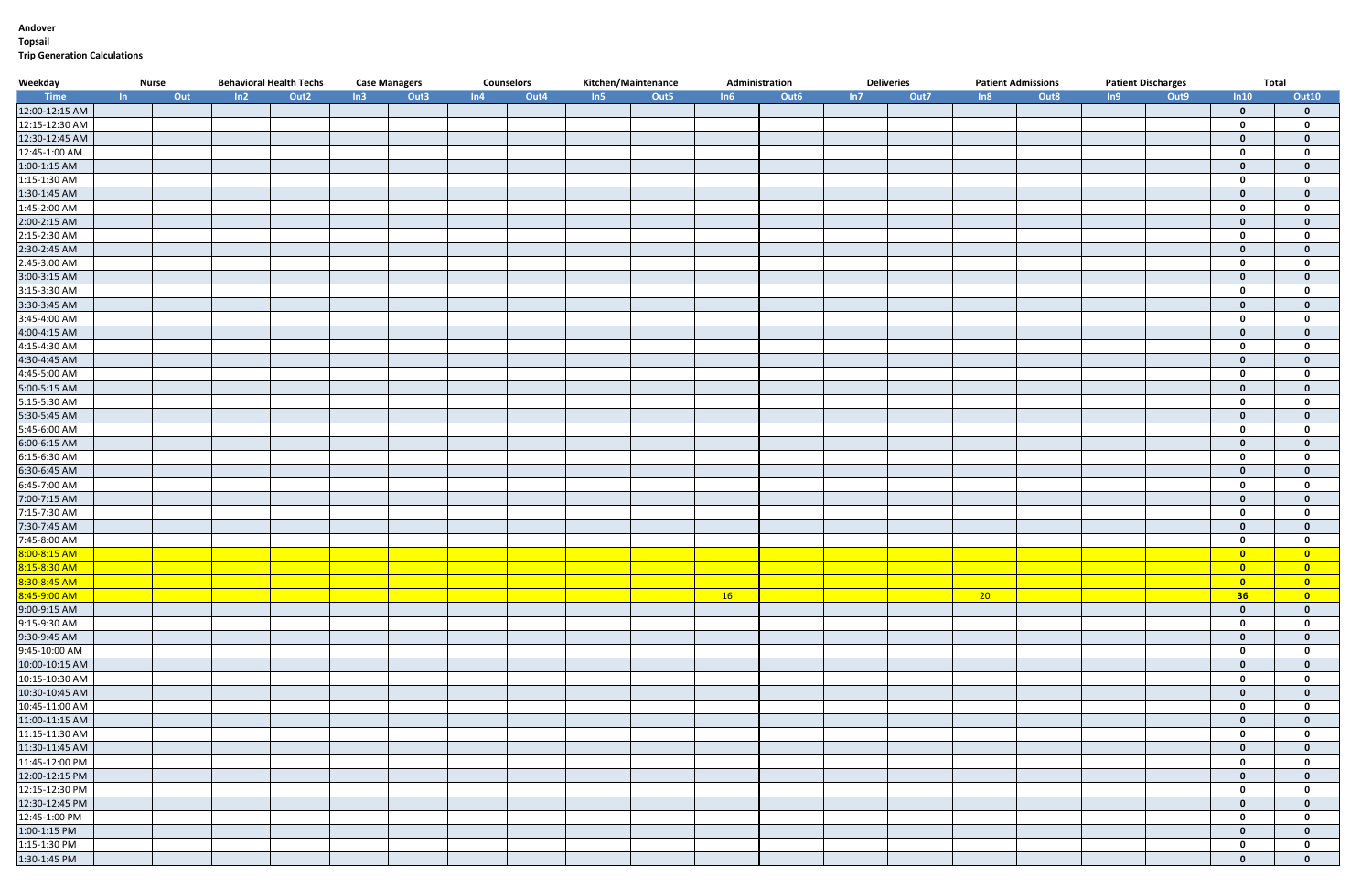**Andover**
**Topsail**
**Trip Generation Calculations**

| Weekday | Nurse | | Behavioral Health Techs | | Case Managers | | Counselors | | Kitchen/Maintenance | | Administration | | Deliveries | | Patient Admissions | | Patient Discharges | | Total | |
|---|---|---|---|---|---|---|---|---|---|---|---|---|---|---|---|---|---|---|---|---|
| Time | In | Out | In2 | Out2 | In3 | Out3 | In4 | Out4 | In5 | Out5 | In6 | Out6 | In7 | Out7 | In8 | Out8 | In9 | Out9 | In10 | Out10 |
| 12:00-12:15 AM | | | | | | | | | | | | | | | | | | | 0 | 0 |
| 12:15-12:30 AM | | | | | | | | | | | | | | | | | | | 0 | 0 |
| 12:30-12:45 AM | | | | | | | | | | | | | | | | | | | 0 | 0 |
| 12:45-1:00 AM | | | | | | | | | | | | | | | | | | | 0 | 0 |
| 1:00-1:15 AM | | | | | | | | | | | | | | | | | | | 0 | 0 |
| 1:15-1:30 AM | | | | | | | | | | | | | | | | | | | 0 | 0 |
| 1:30-1:45 AM | | | | | | | | | | | | | | | | | | | 0 | 0 |
| 1:45-2:00 AM | | | | | | | | | | | | | | | | | | | 0 | 0 |
| 2:00-2:15 AM | | | | | | | | | | | | | | | | | | | 0 | 0 |
| 2:15-2:30 AM | | | | | | | | | | | | | | | | | | | 0 | 0 |
| 2:30-2:45 AM | | | | | | | | | | | | | | | | | | | 0 | 0 |
| 2:45-3:00 AM | | | | | | | | | | | | | | | | | | | 0 | 0 |
| 3:00-3:15 AM | | | | | | | | | | | | | | | | | | | 0 | 0 |
| 3:15-3:30 AM | | | | | | | | | | | | | | | | | | | 0 | 0 |
| 3:30-3:45 AM | | | | | | | | | | | | | | | | | | | 0 | 0 |
| 3:45-4:00 AM | | | | | | | | | | | | | | | | | | | 0 | 0 |
| 4:00-4:15 AM | | | | | | | | | | | | | | | | | | | 0 | 0 |
| 4:15-4:30 AM | | | | | | | | | | | | | | | | | | | 0 | 0 |
| 4:30-4:45 AM | | | | | | | | | | | | | | | | | | | 0 | 0 |
| 4:45-5:00 AM | | | | | | | | | | | | | | | | | | | 0 | 0 |
| 5:00-5:15 AM | | | | | | | | | | | | | | | | | | | 0 | 0 |
| 5:15-5:30 AM | | | | | | | | | | | | | | | | | | | 0 | 0 |
| 5:30-5:45 AM | | | | | | | | | | | | | | | | | | | 0 | 0 |
| 5:45-6:00 AM | | | | | | | | | | | | | | | | | | | 0 | 0 |
| 6:00-6:15 AM | | | | | | | | | | | | | | | | | | | 0 | 0 |
| 6:15-6:30 AM | | | | | | | | | | | | | | | | | | | 0 | 0 |
| 6:30-6:45 AM | | | | | | | | | | | | | | | | | | | 0 | 0 |
| 6:45-7:00 AM | | | | | | | | | | | | | | | | | | | 0 | 0 |
| 7:00-7:15 AM | | | | | | | | | | | | | | | | | | | 0 | 0 |
| 7:15-7:30 AM | | | | | | | | | | | | | | | | | | | 0 | 0 |
| 7:30-7:45 AM | | | | | | | | | | | | | | | | | | | 0 | 0 |
| 7:45-8:00 AM | | | | | | | | | | | | | | | | | | | 0 | 0 |
| 8:00-8:15 AM | | | | | | | | | | | | | | | | | | | 0 | 0 |
| 8:15-8:30 AM | | | | | | | | | | | | | | | | | | | 0 | 0 |
| 8:30-8:45 AM | | | | | | | | | | | | | | | | | | | 0 | 0 |
| 8:45-9:00 AM | | | | | | | | | | | 16 | | | | 20 | | | | 36 | 0 |
| 9:00-9:15 AM | | | | | | | | | | | | | | | | | | | 0 | 0 |
| 9:15-9:30 AM | | | | | | | | | | | | | | | | | | | 0 | 0 |
| 9:30-9:45 AM | | | | | | | | | | | | | | | | | | | 0 | 0 |
| 9:45-10:00 AM | | | | | | | | | | | | | | | | | | | 0 | 0 |
| 10:00-10:15 AM | | | | | | | | | | | | | | | | | | | 0 | 0 |
| 10:15-10:30 AM | | | | | | | | | | | | | | | | | | | 0 | 0 |
| 10:30-10:45 AM | | | | | | | | | | | | | | | | | | | 0 | 0 |
| 10:45-11:00 AM | | | | | | | | | | | | | | | | | | | 0 | 0 |
| 11:00-11:15 AM | | | | | | | | | | | | | | | | | | | 0 | 0 |
| 11:15-11:30 AM | | | | | | | | | | | | | | | | | | | 0 | 0 |
| 11:30-11:45 AM | | | | | | | | | | | | | | | | | | | 0 | 0 |
| 11:45-12:00 PM | | | | | | | | | | | | | | | | | | | 0 | 0 |
| 12:00-12:15 PM | | | | | | | | | | | | | | | | | | | 0 | 0 |
| 12:15-12:30 PM | | | | | | | | | | | | | | | | | | | 0 | 0 |
| 12:30-12:45 PM | | | | | | | | | | | | | | | | | | | 0 | 0 |
| 12:45-1:00 PM | | | | | | | | | | | | | | | | | | | 0 | 0 |
| 1:00-1:15 PM | | | | | | | | | | | | | | | | | | | 0 | 0 |
| 1:15-1:30 PM | | | | | | | | | | | | | | | | | | | 0 | 0 |
| 1:30-1:45 PM | | | | | | | | | | | | | | | | | | | 0 | 0 |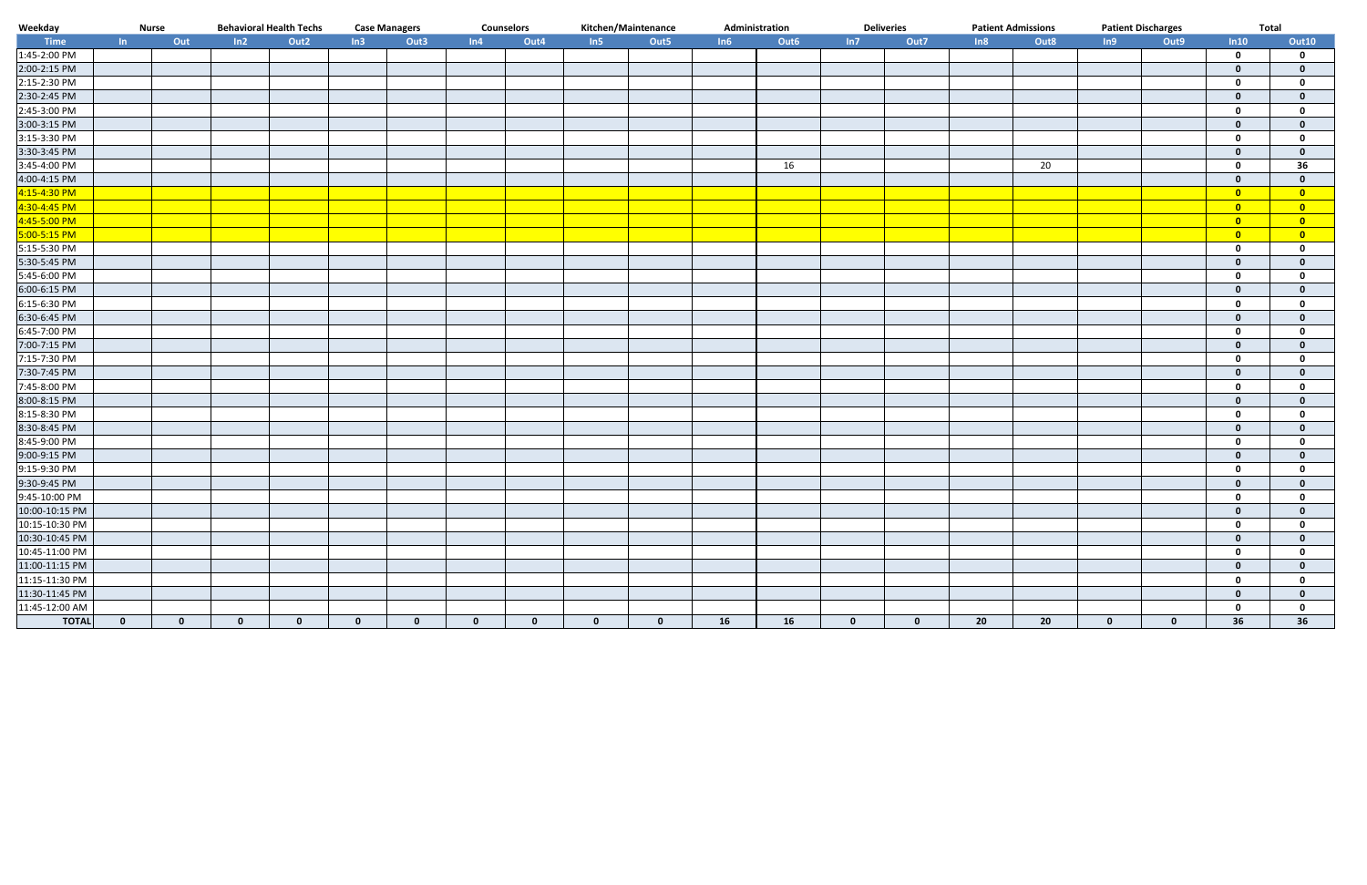| Weekday | Nurse | | Behavioral Health Techs | | Case Managers | | Counselors | | Kitchen/Maintenance | | Administration | | Deliveries | | Patient Admissions | | Patient Discharges | | Total | |
|---|---|---|---|---|---|---|---|---|---|---|---|---|---|---|---|---|---|---|---|---|
| Time | In | Out | In2 | Out2 | In3 | Out3 | In4 | Out4 | In5 | Out5 | In6 | Out6 | In7 | Out7 | In8 | Out8 | In9 | Out9 | In10 | Out10 |
| 1:45-2:00 PM | | | | | | | | | | | | | | | | | | | 0 | 0 |
| 2:00-2:15 PM | | | | | | | | | | | | | | | | | | | 0 | 0 |
| 2:15-2:30 PM | | | | | | | | | | | | | | | | | | | 0 | 0 |
| 2:30-2:45 PM | | | | | | | | | | | | | | | | | | | 0 | 0 |
| 2:45-3:00 PM | | | | | | | | | | | | | | | | | | | 0 | 0 |
| 3:00-3:15 PM | | | | | | | | | | | | | | | | | | | 0 | 0 |
| 3:15-3:30 PM | | | | | | | | | | | | | | | | | | | 0 | 0 |
| 3:30-3:45 PM | | | | | | | | | | | | | | | | | | | 0 | 0 |
| 3:45-4:00 PM | | | | | | | | | | | | 16 | | | | 20 | | | 0 | 36 |
| 4:00-4:15 PM | | | | | | | | | | | | | | | | | | | 0 | 0 |
| 4:15-4:30 PM | | | | | | | | | | | | | | | | | | | 0 | 0 |
| 4:30-4:45 PM | | | | | | | | | | | | | | | | | | | 0 | 0 |
| 4:45-5:00 PM | | | | | | | | | | | | | | | | | | | 0 | 0 |
| 5:00-5:15 PM | | | | | | | | | | | | | | | | | | | 0 | 0 |
| 5:15-5:30 PM | | | | | | | | | | | | | | | | | | | 0 | 0 |
| 5:30-5:45 PM | | | | | | | | | | | | | | | | | | | 0 | 0 |
| 5:45-6:00 PM | | | | | | | | | | | | | | | | | | | 0 | 0 |
| 6:00-6:15 PM | | | | | | | | | | | | | | | | | | | 0 | 0 |
| 6:15-6:30 PM | | | | | | | | | | | | | | | | | | | 0 | 0 |
| 6:30-6:45 PM | | | | | | | | | | | | | | | | | | | 0 | 0 |
| 6:45-7:00 PM | | | | | | | | | | | | | | | | | | | 0 | 0 |
| 7:00-7:15 PM | | | | | | | | | | | | | | | | | | | 0 | 0 |
| 7:15-7:30 PM | | | | | | | | | | | | | | | | | | | 0 | 0 |
| 7:30-7:45 PM | | | | | | | | | | | | | | | | | | | 0 | 0 |
| 7:45-8:00 PM | | | | | | | | | | | | | | | | | | | 0 | 0 |
| 8:00-8:15 PM | | | | | | | | | | | | | | | | | | | 0 | 0 |
| 8:15-8:30 PM | | | | | | | | | | | | | | | | | | | 0 | 0 |
| 8:30-8:45 PM | | | | | | | | | | | | | | | | | | | 0 | 0 |
| 8:45-9:00 PM | | | | | | | | | | | | | | | | | | | 0 | 0 |
| 9:00-9:15 PM | | | | | | | | | | | | | | | | | | | 0 | 0 |
| 9:15-9:30 PM | | | | | | | | | | | | | | | | | | | 0 | 0 |
| 9:30-9:45 PM | | | | | | | | | | | | | | | | | | | 0 | 0 |
| 9:45-10:00 PM | | | | | | | | | | | | | | | | | | | 0 | 0 |
| 10:00-10:15 PM | | | | | | | | | | | | | | | | | | | 0 | 0 |
| 10:15-10:30 PM | | | | | | | | | | | | | | | | | | | 0 | 0 |
| 10:30-10:45 PM | | | | | | | | | | | | | | | | | | | 0 | 0 |
| 10:45-11:00 PM | | | | | | | | | | | | | | | | | | | 0 | 0 |
| 11:00-11:15 PM | | | | | | | | | | | | | | | | | | | 0 | 0 |
| 11:15-11:30 PM | | | | | | | | | | | | | | | | | | | 0 | 0 |
| 11:30-11:45 PM | | | | | | | | | | | | | | | | | | | 0 | 0 |
| 11:45-12:00 AM | | | | | | | | | | | | | | | | | | | 0 | 0 |
| **TOTAL** | **0** | **0** | **0** | **0** | **0** | **0** | **0** | **0** | **0** | **0** | **16** | **16** | **0** | **0** | **20** | **20** | **0** | **0** | **36** | **36** |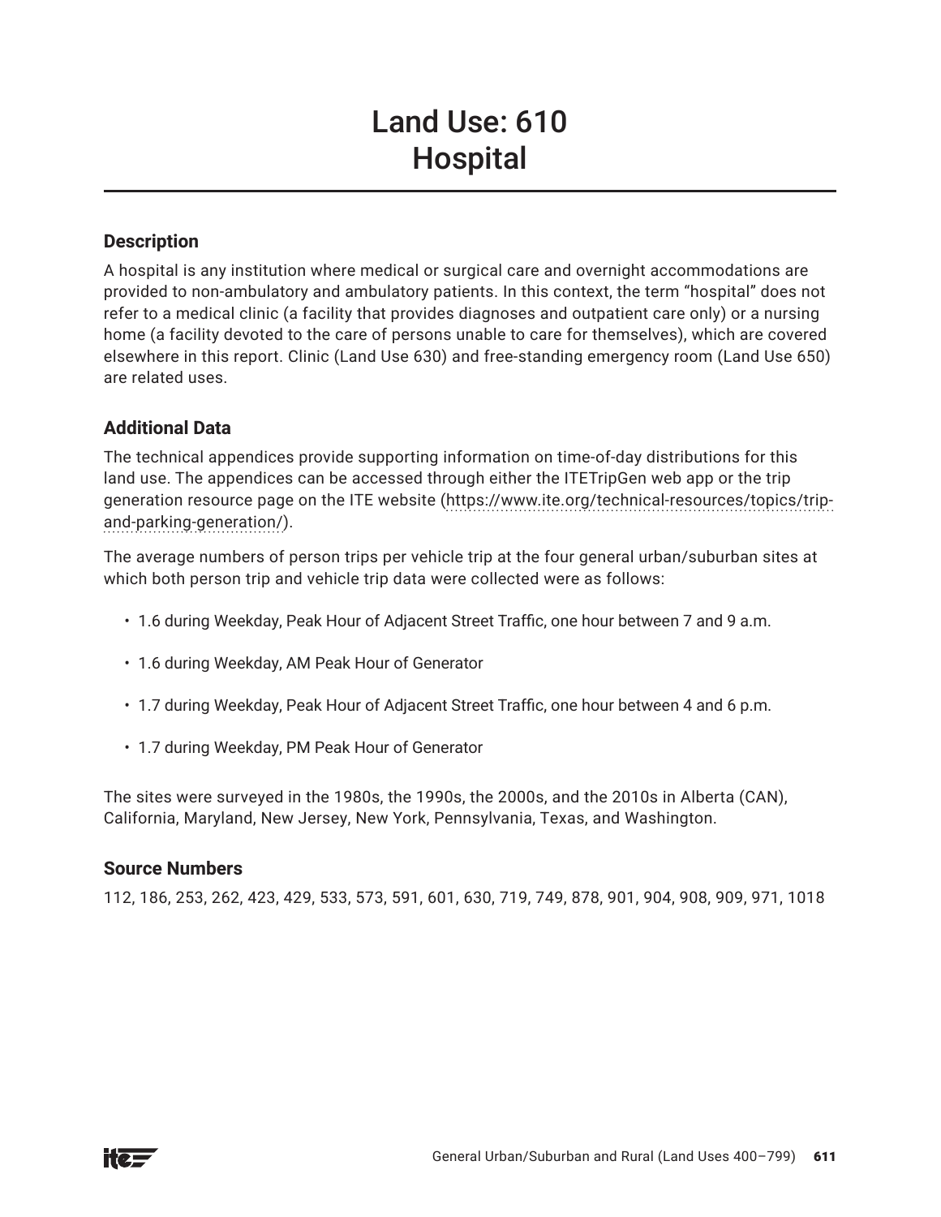# Land Use: 610
# Hospital

## Description

A hospital is any institution where medical or surgical care and overnight accommodations are provided to non-ambulatory and ambulatory patients. In this context, the term "hospital" does not refer to a medical clinic (a facility that provides diagnoses and outpatient care only) or a nursing home (a facility devoted to the care of persons unable to care for themselves), which are covered elsewhere in this report. Clinic (Land Use 630) and free-standing emergency room (Land Use 650) are related uses.

## Additional Data

The technical appendices provide supporting information on time-of-day distributions for this land use. The appendices can be accessed through either the ITETripGen web app or the trip generation resource page on the ITE website (https://www.ite.org/technical-resources/topics/trip-and-parking-generation/).

The average numbers of person trips per vehicle trip at the four general urban/suburban sites at which both person trip and vehicle trip data were collected were as follows:

- 1.6 during Weekday, Peak Hour of Adjacent Street Traffic, one hour between 7 and 9 a.m.
- 1.6 during Weekday, AM Peak Hour of Generator
- 1.7 during Weekday, Peak Hour of Adjacent Street Traffic, one hour between 4 and 6 p.m.
- 1.7 during Weekday, PM Peak Hour of Generator

The sites were surveyed in the 1980s, the 1990s, the 2000s, and the 2010s in Alberta (CAN), California, Maryland, New Jersey, New York, Pennsylvania, Texas, and Washington.

## Source Numbers

112, 186, 253, 262, 423, 429, 533, 573, 591, 601, 630, 719, 749, 878, 901, 904, 908, 909, 971, 1018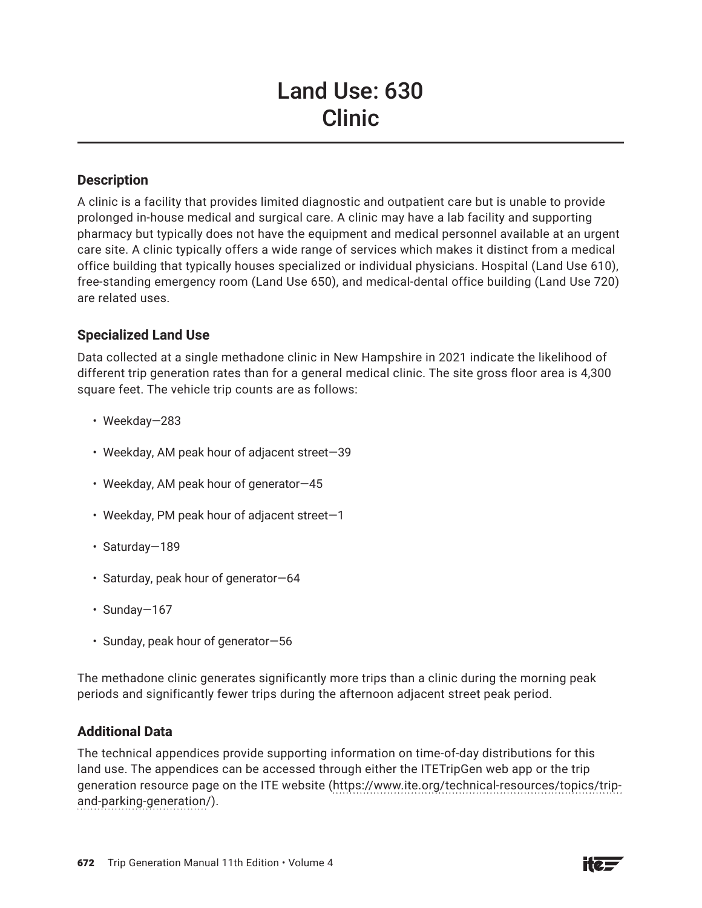# Land Use: 630
# Clinic

## Description

A clinic is a facility that provides limited diagnostic and outpatient care but is unable to provide prolonged in-house medical and surgical care. A clinic may have a lab facility and supporting pharmacy but typically does not have the equipment and medical personnel available at an urgent care site. A clinic typically offers a wide range of services which makes it distinct from a medical office building that typically houses specialized or individual physicians. Hospital (Land Use 610), free-standing emergency room (Land Use 650), and medical-dental office building (Land Use 720) are related uses.

## Specialized Land Use

Data collected at a single methadone clinic in New Hampshire in 2021 indicate the likelihood of different trip generation rates than for a general medical clinic. The site gross floor area is 4,300 square feet. The vehicle trip counts are as follows:

- Weekday—283
- Weekday, AM peak hour of adjacent street—39
- Weekday, AM peak hour of generator—45
- Weekday, PM peak hour of adjacent street—1
- Saturday—189
- Saturday, peak hour of generator—64
- Sunday—167
- Sunday, peak hour of generator—56

The methadone clinic generates significantly more trips than a clinic during the morning peak periods and significantly fewer trips during the afternoon adjacent street peak period.

## Additional Data

The technical appendices provide supporting information on time-of-day distributions for this land use. The appendices can be accessed through either the ITETripGen web app or the trip generation resource page on the ITE website (https://www.ite.org/technical-resources/topics/trip-and-parking-generation/).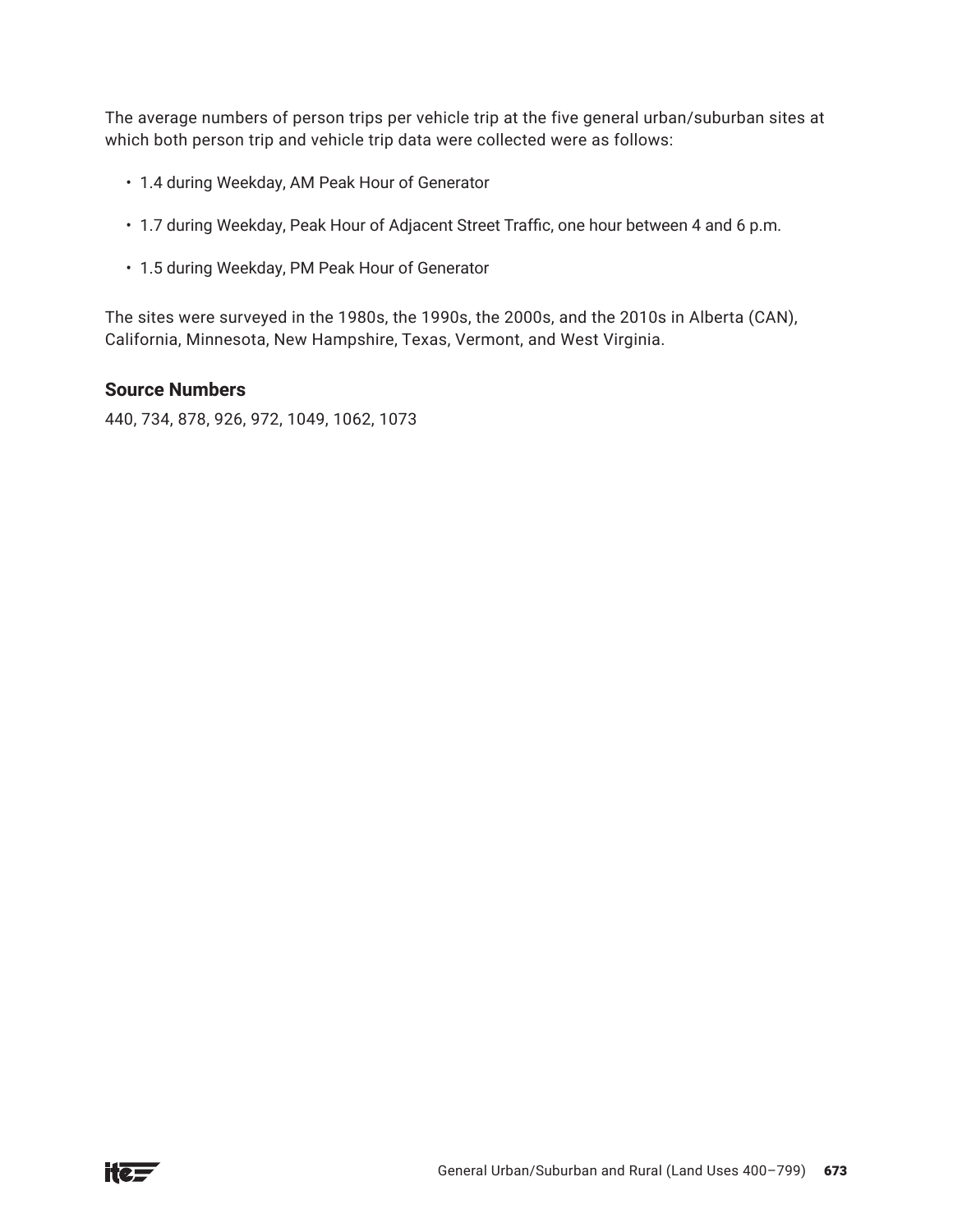The average numbers of person trips per vehicle trip at the five general urban/suburban sites at which both person trip and vehicle trip data were collected were as follows:

- 1.4 during Weekday, AM Peak Hour of Generator
- 1.7 during Weekday, Peak Hour of Adjacent Street Traffic, one hour between 4 and 6 p.m.
- 1.5 during Weekday, PM Peak Hour of Generator

The sites were surveyed in the 1980s, the 1990s, the 2000s, and the 2010s in Alberta (CAN), California, Minnesota, New Hampshire, Texas, Vermont, and West Virginia.

## Source Numbers

440, 734, 878, 926, 972, 1049, 1062, 1073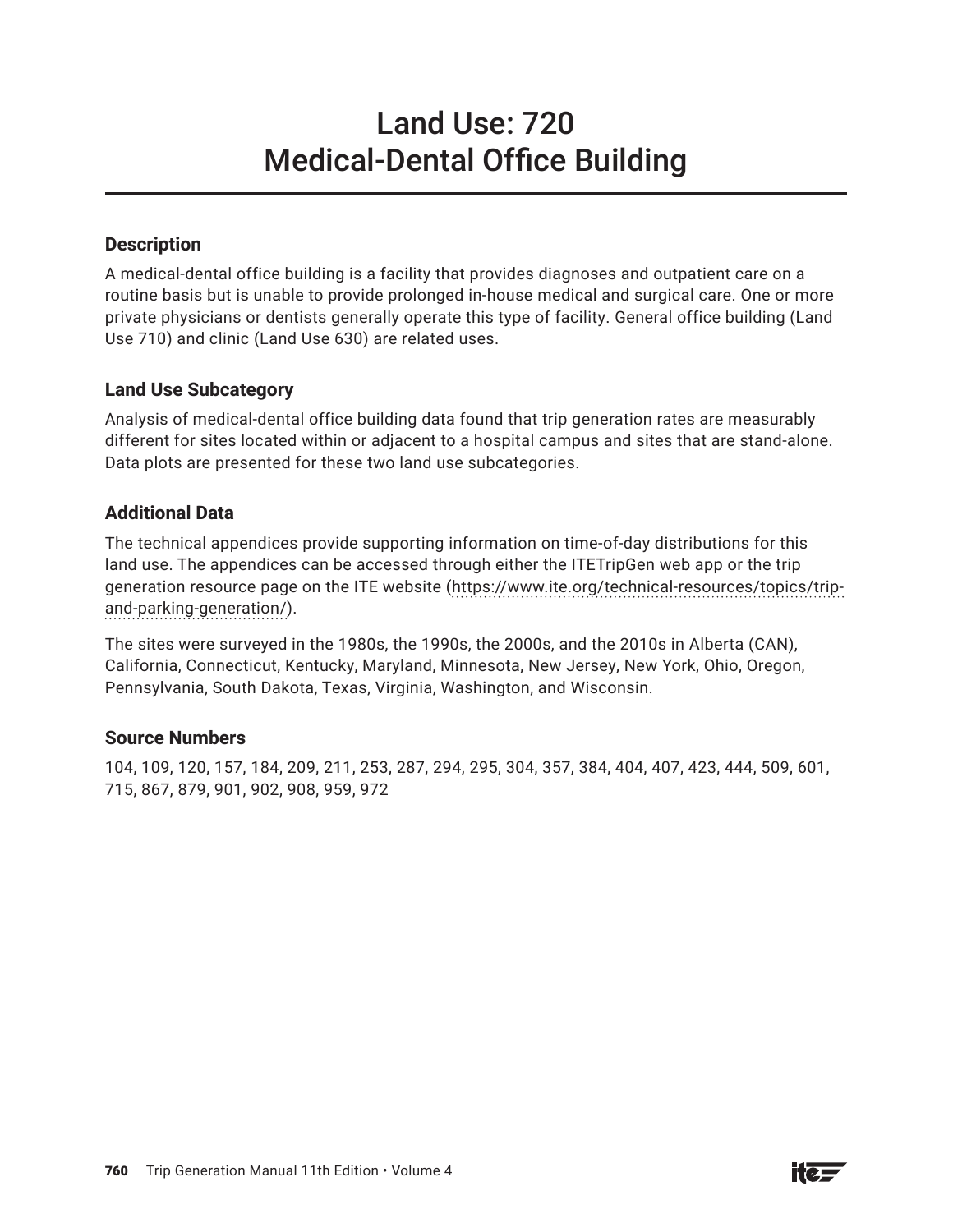# Land Use: 720
# Medical-Dental Office Building

## Description

A medical-dental office building is a facility that provides diagnoses and outpatient care on a routine basis but is unable to provide prolonged in-house medical and surgical care. One or more private physicians or dentists generally operate this type of facility. General office building (Land Use 710) and clinic (Land Use 630) are related uses.

## Land Use Subcategory

Analysis of medical-dental office building data found that trip generation rates are measurably different for sites located within or adjacent to a hospital campus and sites that are stand-alone. Data plots are presented for these two land use subcategories.

## Additional Data

The technical appendices provide supporting information on time-of-day distributions for this land use. The appendices can be accessed through either the ITETripGen web app or the trip generation resource page on the ITE website (https://www.ite.org/technical-resources/topics/trip-and-parking-generation/).

The sites were surveyed in the 1980s, the 1990s, the 2000s, and the 2010s in Alberta (CAN), California, Connecticut, Kentucky, Maryland, Minnesota, New Jersey, New York, Ohio, Oregon, Pennsylvania, South Dakota, Texas, Virginia, Washington, and Wisconsin.

## Source Numbers

104, 109, 120, 157, 184, 209, 211, 253, 287, 294, 295, 304, 357, 384, 404, 407, 423, 444, 509, 601, 715, 867, 879, 901, 902, 908, 959, 972